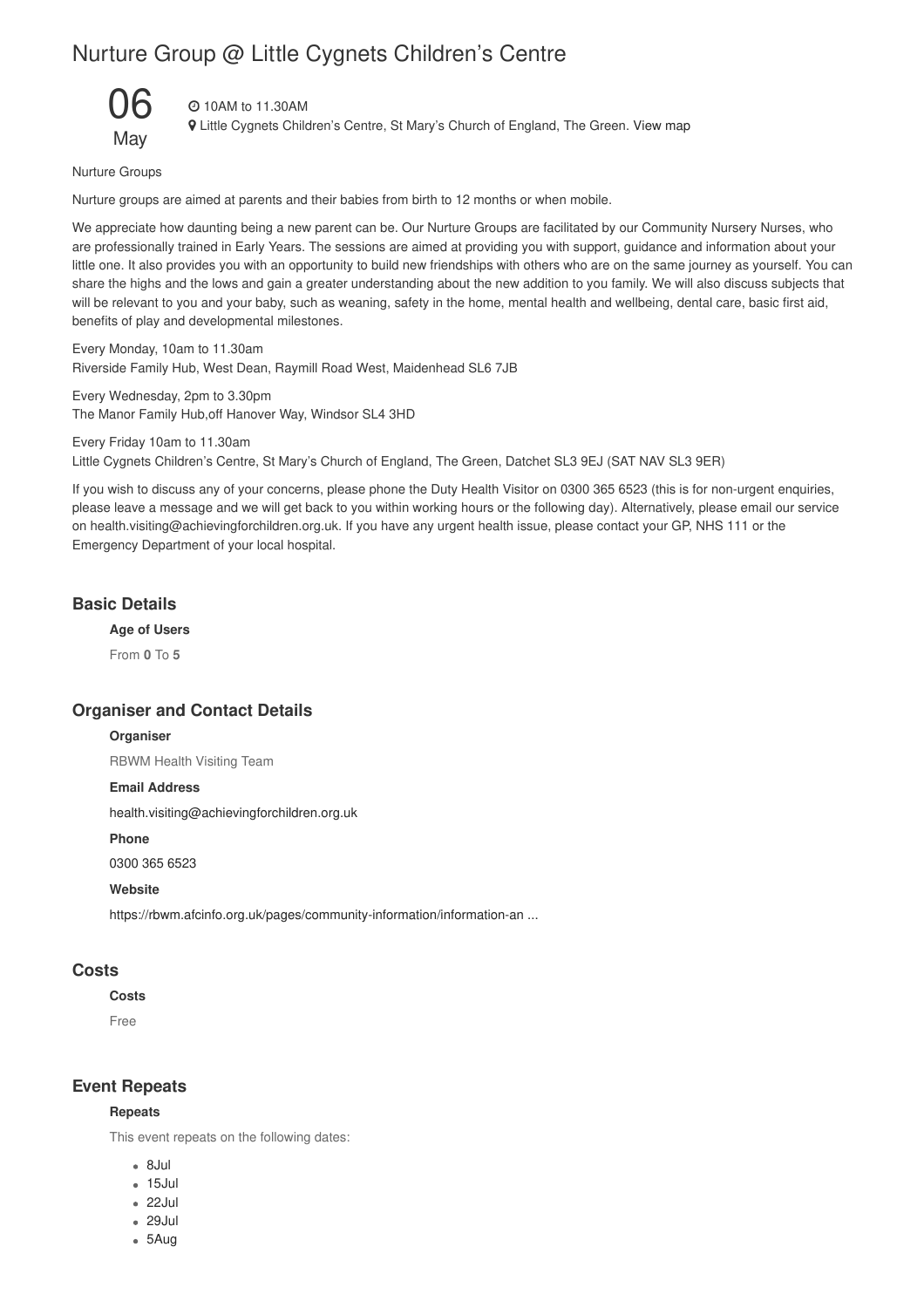# Nurture Group @ Little Cygnets Children's Centre

06
May

10AM to 11.30AM
Little Cygnets Children's Centre, St Mary's Church of England, The Green. View map

Nurture Groups

Nurture groups are aimed at parents and their babies from birth to 12 months or when mobile.

We appreciate how daunting being a new parent can be. Our Nurture Groups are facilitated by our Community Nursery Nurses, who are professionally trained in Early Years. The sessions are aimed at providing you with support, guidance and information about your little one. It also provides you with an opportunity to build new friendships with others who are on the same journey as yourself. You can share the highs and the lows and gain a greater understanding about the new addition to you family. We will also discuss subjects that will be relevant to you and your baby, such as weaning, safety in the home, mental health and wellbeing, dental care, basic first aid, benefits of play and developmental milestones.

Every Monday, 10am to 11.30am
Riverside Family Hub, West Dean, Raymill Road West, Maidenhead SL6 7JB

Every Wednesday, 2pm to 3.30pm
The Manor Family Hub,off Hanover Way, Windsor SL4 3HD

Every Friday 10am to 11.30am
Little Cygnets Children's Centre, St Mary's Church of England, The Green, Datchet SL3 9EJ (SAT NAV SL3 9ER)

If you wish to discuss any of your concerns, please phone the Duty Health Visitor on 0300 365 6523 (this is for non-urgent enquiries, please leave a message and we will get back to you within working hours or the following day). Alternatively, please email our service on health.visiting@achievingforchildren.org.uk. If you have any urgent health issue, please contact your GP, NHS 111 or the Emergency Department of your local hospital.

## Basic Details

**Age of Users**

From **0** To **5**

## Organiser and Contact Details

**Organiser**

RBWM Health Visiting Team

**Email Address**

health.visiting@achievingforchildren.org.uk

**Phone**

0300 365 6523

**Website**

https://rbwm.afcinfo.org.uk/pages/community-information/information-an ...

## Costs

**Costs**

Free

## Event Repeats

**Repeats**

This event repeats on the following dates:

- 8Jul
- 15Jul
- 22Jul
- 29Jul
- 5Aug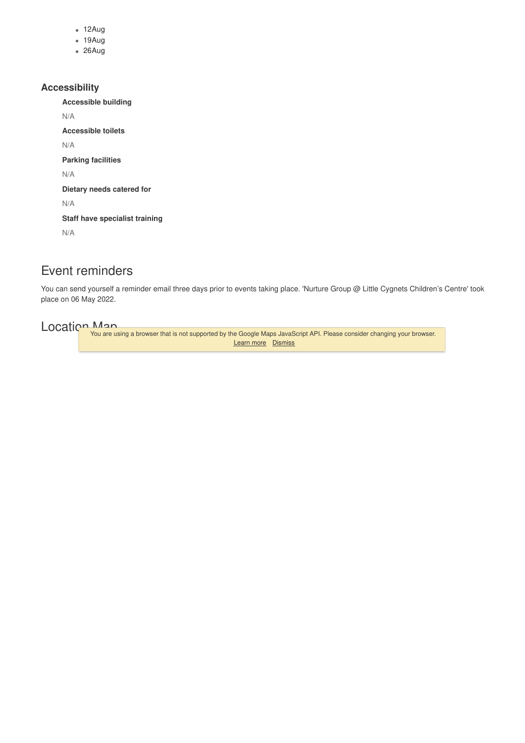- 12Aug
- 19Aug
- 26Aug

### Accessibility

**Accessible building**

N/A

**Accessible toilets**

N/A

**Parking facilities**

N/A

**Dietary needs catered for**

N/A

**Staff have specialist training**

N/A

## Event reminders

You can send yourself a reminder email three days prior to events taking place. 'Nurture Group @ Little Cygnets Children's Centre' took place on 06 May 2022.

## Location Map

You are using a browser that is not supported by the Google Maps JavaScript API. Please consider changing your browser.
Learn more Dismiss